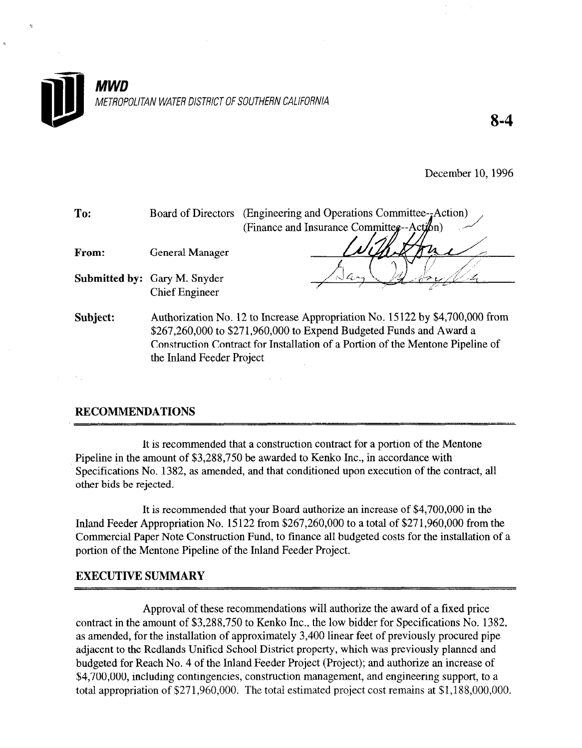**MWD**

*METROPOLITAN WATER DISTRICT OF SOUTHERN CALIFORNIA*

**8-4**

December 10, 1996

| | | |
|---|---|---|
| **To:** | Board of Directors | (Engineering and Operations Committee--Action) (Finance and Insurance Committee--Action) |
| **From:** | General Manager | |
| **Submitted by:** | Gary M. Snyder Chief Engineer | |

**Subject:** Authorization No. 12 to Increase Appropriation No. 15122 by $4,700,000 from $267,260,000 to $271,960,000 to Expend Budgeted Funds and Award a Construction Contract for Installation of a Portion of the Mentone Pipeline of the Inland Feeder Project

## RECOMMENDATIONS

It is recommended that a construction contract for a portion of the Mentone Pipeline in the amount of $3,288,750 be awarded to Kenko Inc., in accordance with Specifications No. 1382, as amended, and that conditioned upon execution of the contract, all other bids be rejected.

It is recommended that your Board authorize an increase of $4,700,000 in the Inland Feeder Appropriation No. 15122 from $267,260,000 to a total of $271,960,000 from the Commercial Paper Note Construction Fund, to finance all budgeted costs for the installation of a portion of the Mentone Pipeline of the Inland Feeder Project.

## EXECUTIVE SUMMARY

Approval of these recommendations will authorize the award of a fixed price contract in the amount of $3,288,750 to Kenko Inc., the low bidder for Specifications No. 1382, as amended, for the installation of approximately 3,400 linear feet of previously procured pipe adjacent to the Redlands Unified School District property, which was previously planned and budgeted for Reach No. 4 of the Inland Feeder Project (Project); and authorize an increase of $4,700,000, including contingencies, construction management, and engineering support, to a total appropriation of $271,960,000. The total estimated project cost remains at $1,188,000,000.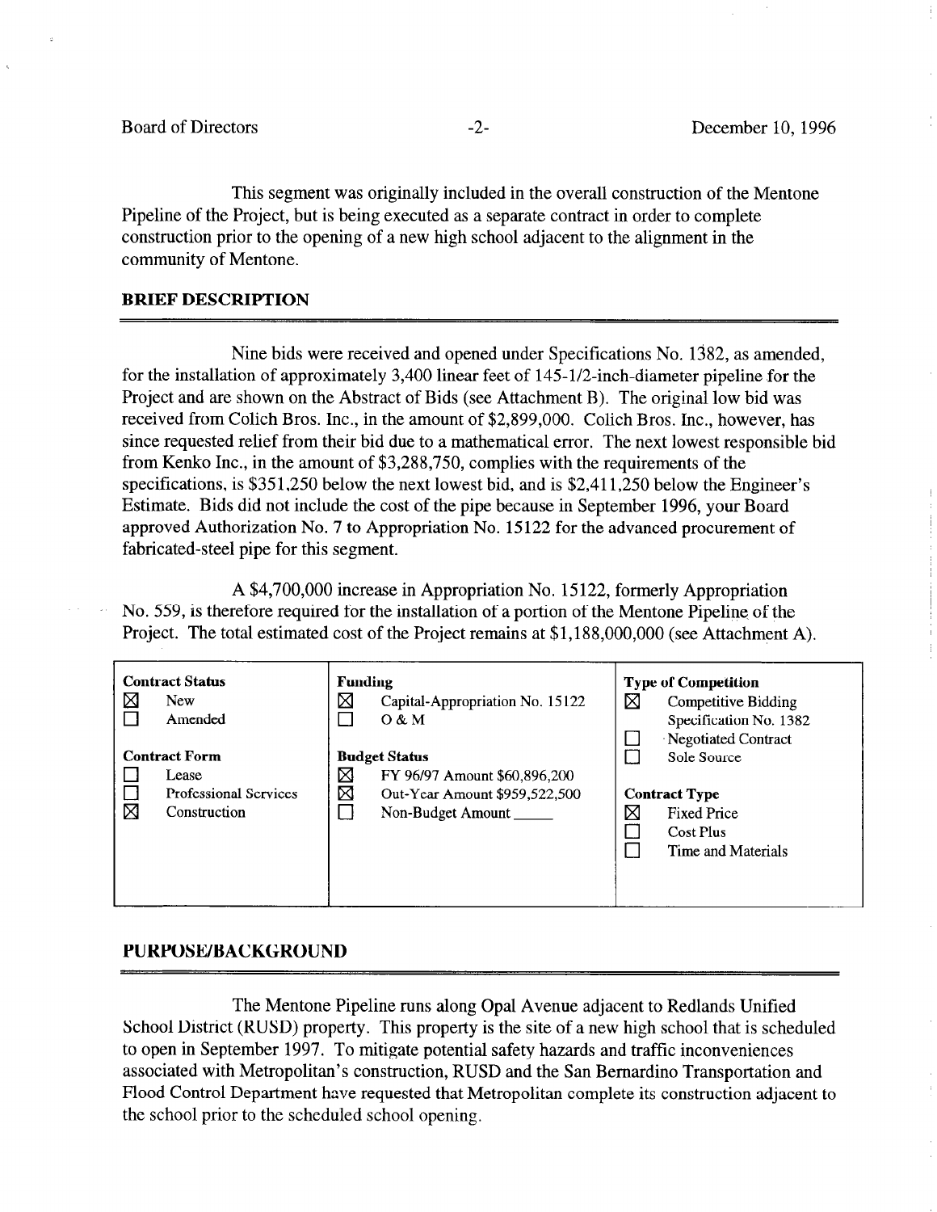This segment was originally included in the overall construction of the Mentone Pipeline of the Project, but is being executed as a separate contract in order to complete construction prior to the opening of a new high school adjacent to the alignment in the community of Mentone.

## BRIEF DESCRIPTION

Nine bids were received and opened under Specifications No. 1382, as amended, for the installation of approximately 3,400 linear feet of 145-1/2-inch-diameter pipeline for the Project and are shown on the Abstract of Bids (see Attachment B). The original low bid was received from Colich Bros. Inc., in the amount of $2,899,000. Colich Bros. Inc., however, has since requested relief from their bid due to a mathematical error. The next lowest responsible bid from Kenko Inc., in the amount of $3,288,750, complies with the requirements of the specifications, is $351,250 below the next lowest bid, and is $2,411,250 below the Engineer's Estimate. Bids did not include the cost of the pipe because in September 1996, your Board approved Authorization No. 7 to Appropriation No. 15122 for the advanced procurement of fabricated-steel pipe for this segment.

A $4,700,000 increase in Appropriation No. 15122, formerly Appropriation No. 559, is therefore required for the installation of a portion of the Mentone Pipeline of the Project. The total estimated cost of the Project remains at $1,188,000,000 (see Attachment A).

| Contract Status | Funding | Type of Competition |
|---|---|---|
| ☒ New | ☒ Capital-Appropriation No. 15122 | ☒ Competitive Bidding Specification No. 1382 |
| ☐ Amended | ☐ O & M | ☐ Negotiated Contract |
| **Contract Form** | **Budget Status** | ☐ Sole Source |
| ☐ Lease | ☒ FY 96/97 Amount $60,896,200 | **Contract Type** |
| ☐ Professional Services | ☒ Out-Year Amount $959,522,500 | ☒ Fixed Price |
| ☒ Construction | ☐ Non-Budget Amount _____ | ☐ Cost Plus |
| | | ☐ Time and Materials |

## PURPOSE/BACKGROUND

The Mentone Pipeline runs along Opal Avenue adjacent to Redlands Unified School District (RUSD) property. This property is the site of a new high school that is scheduled to open in September 1997. To mitigate potential safety hazards and traffic inconveniences associated with Metropolitan's construction, RUSD and the San Bernardino Transportation and Flood Control Department have requested that Metropolitan complete its construction adjacent to the school prior to the scheduled school opening.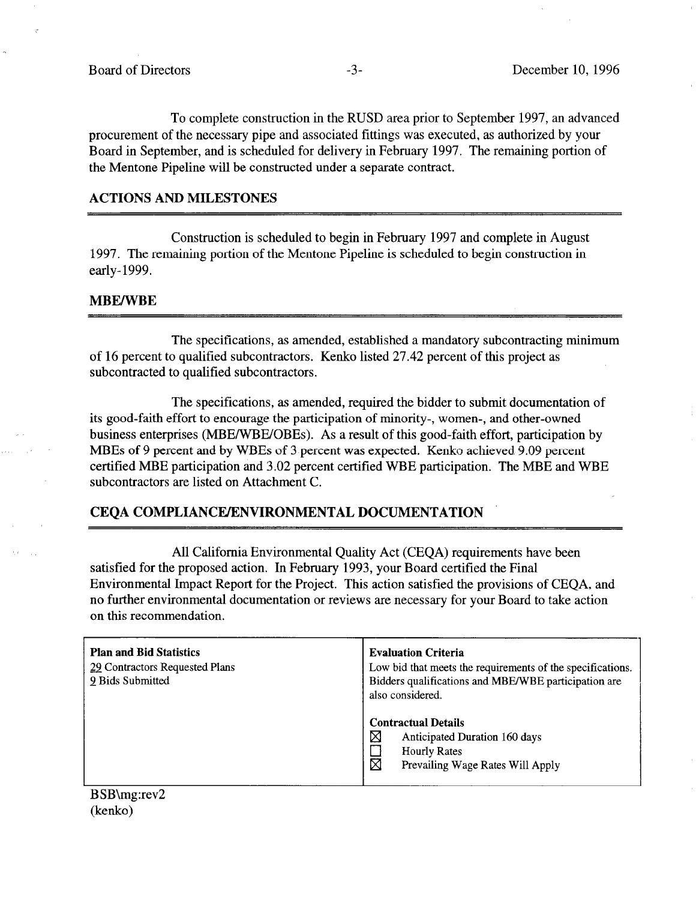To complete construction in the RUSD area prior to September 1997, an advanced procurement of the necessary pipe and associated fittings was executed, as authorized by your Board in September, and is scheduled for delivery in February 1997. The remaining portion of the Mentone Pipeline will be constructed under a separate contract.

## ACTIONS AND MILESTONES

Construction is scheduled to begin in February 1997 and complete in August 1997. The remaining portion of the Mentone Pipeline is scheduled to begin construction in early-1999.

## MBE/WBE

The specifications, as amended, established a mandatory subcontracting minimum of 16 percent to qualified subcontractors. Kenko listed 27.42 percent of this project as subcontracted to qualified subcontractors.

The specifications, as amended, required the bidder to submit documentation of its good-faith effort to encourage the participation of minority-, women-, and other-owned business enterprises (MBE/WBE/OBEs). As a result of this good-faith effort, participation by MBEs of 9 percent and by WBEs of 3 percent was expected. Kenko achieved 9.09 percent certified MBE participation and 3.02 percent certified WBE participation. The MBE and WBE subcontractors are listed on Attachment C.

## CEQA COMPLIANCE/ENVIRONMENTAL DOCUMENTATION

All California Environmental Quality Act (CEQA) requirements have been satisfied for the proposed action. In February 1993, your Board certified the Final Environmental Impact Report for the Project. This action satisfied the provisions of CEQA, and no further environmental documentation or reviews are necessary for your Board to take action on this recommendation.

| **Plan and Bid Statistics** | **Evaluation Criteria** |
|---|---|
| 29 Contractors Requested Plans<br>9 Bids Submitted | Low bid that meets the requirements of the specifications. Bidders qualifications and MBE/WBE participation are also considered.<br><br>**Contractual Details**<br>☒ Anticipated Duration 160 days<br>☐ Hourly Rates<br>☒ Prevailing Wage Rates Will Apply |

BSB\mg:rev2
(kenko)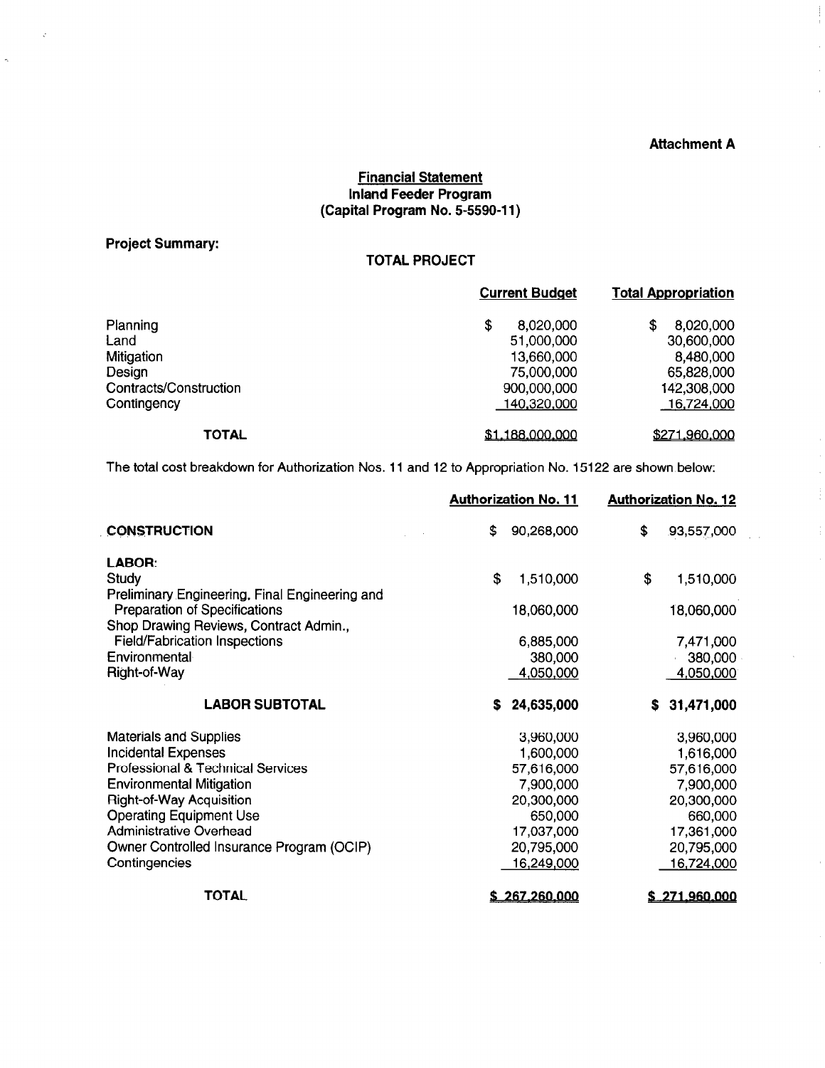**Attachment A**

**Financial Statement**
**Inland Feeder Program**
**(Capital Program No. 5-5590-11)**

**Project Summary:**

**TOTAL PROJECT**

| | Current Budget | Total Appropriation |
|---|---|---|
| Planning | $ 8,020,000 | $ 8,020,000 |
| Land | 51,000,000 | 30,600,000 |
| Mitigation | 13,660,000 | 8,480,000 |
| Design | 75,000,000 | 65,828,000 |
| Contracts/Construction | 900,000,000 | 142,308,000 |
| Contingency | 140,320,000 | 16,724,000 |
| **TOTAL** | $1,188,000,000 | $271,960,000 |

The total cost breakdown for Authorization Nos. 11 and 12 to Appropriation No. 15122 are shown below:

| | Authorization No. 11 | Authorization No. 12 |
|---|---|---|
| **CONSTRUCTION** | $ 90,268,000 | $ 93,557,000 |
| **LABOR:** | | |
| Study | $ 1,510,000 | $ 1,510,000 |
| Preliminary Engineering, Final Engineering and Preparation of Specifications | 18,060,000 | 18,060,000 |
| Shop Drawing Reviews, Contract Admin., Field/Fabrication Inspections | 6,885,000 | 7,471,000 |
| Environmental | 380,000 | 380,000 |
| Right-of-Way | 4,050,000 | 4,050,000 |
| **LABOR SUBTOTAL** | **$ 24,635,000** | **$ 31,471,000** |
| Materials and Supplies | 3,960,000 | 3,960,000 |
| Incidental Expenses | 1,600,000 | 1,616,000 |
| Professional & Technical Services | 57,616,000 | 57,616,000 |
| Environmental Mitigation | 7,900,000 | 7,900,000 |
| Right-of-Way Acquisition | 20,300,000 | 20,300,000 |
| Operating Equipment Use | 650,000 | 660,000 |
| Administrative Overhead | 17,037,000 | 17,361,000 |
| Owner Controlled Insurance Program (OCIP) | 20,795,000 | 20,795,000 |
| Contingencies | 16,249,000 | 16,724,000 |
| **TOTAL** | **$ 267,260,000** | **$ 271,960,000** |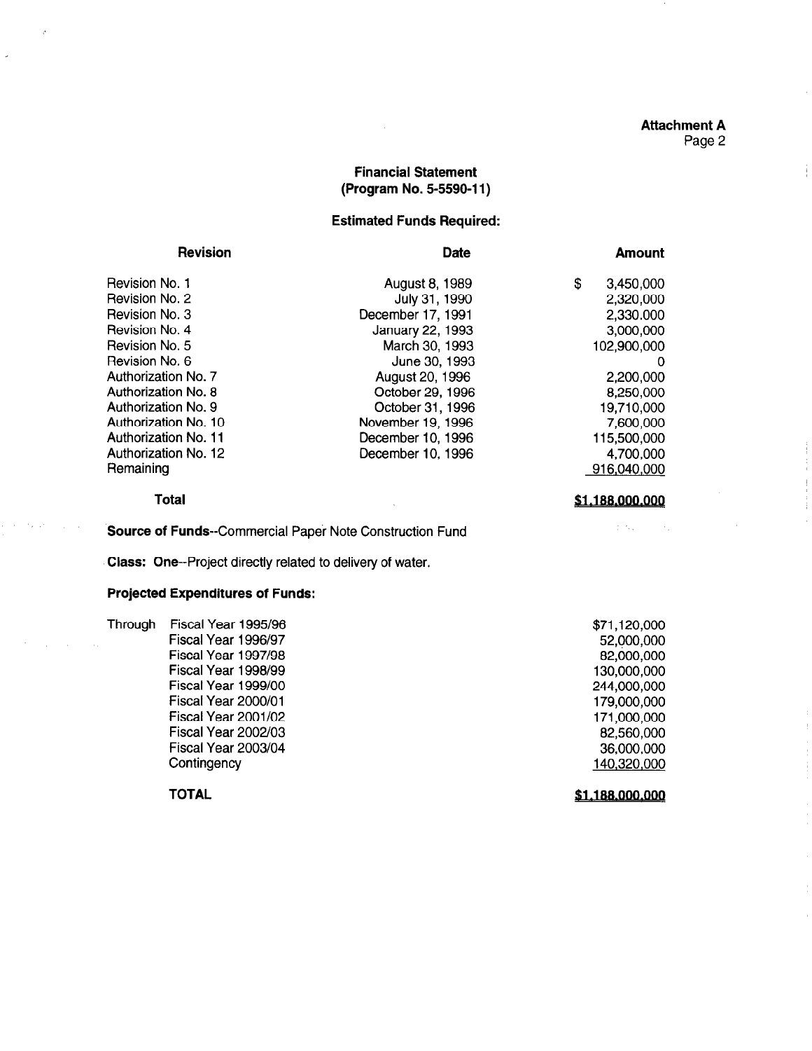**Attachment A**
Page 2

## Financial Statement
## (Program No. 5-5590-11)

### Estimated Funds Required:

| Revision | Date | Amount |
|---|---|---|
| Revision No. 1 | August 8, 1989 | $ 3,450,000 |
| Revision No. 2 | July 31, 1990 | 2,320,000 |
| Revision No. 3 | December 17, 1991 | 2,330,000 |
| Revision No. 4 | January 22, 1993 | 3,000,000 |
| Revision No. 5 | March 30, 1993 | 102,900,000 |
| Revision No. 6 | June 30, 1993 | 0 |
| Authorization No. 7 | August 20, 1996 | 2,200,000 |
| Authorization No. 8 | October 29, 1996 | 8,250,000 |
| Authorization No. 9 | October 31, 1996 | 19,710,000 |
| Authorization No. 10 | November 19, 1996 | 7,600,000 |
| Authorization No. 11 | December 10, 1996 | 115,500,000 |
| Authorization No. 12 | December 10, 1996 | 4,700,000 |
| Remaining | | 916,040,000 |
| **Total** | | **$1,188,000,000** |

**Source of Funds**--Commercial Paper Note Construction Fund

**Class: One**--Project directly related to delivery of water.

### Projected Expenditures of Funds:

| | | |
|---|---|---|
| Through | Fiscal Year 1995/96 | $71,120,000 |
| | Fiscal Year 1996/97 | 52,000,000 |
| | Fiscal Year 1997/98 | 82,000,000 |
| | Fiscal Year 1998/99 | 130,000,000 |
| | Fiscal Year 1999/00 | 244,000,000 |
| | Fiscal Year 2000/01 | 179,000,000 |
| | Fiscal Year 2001/02 | 171,000,000 |
| | Fiscal Year 2002/03 | 82,560,000 |
| | Fiscal Year 2003/04 | 36,000,000 |
| | Contingency | 140,320,000 |
| | **TOTAL** | **$1,188,000,000** |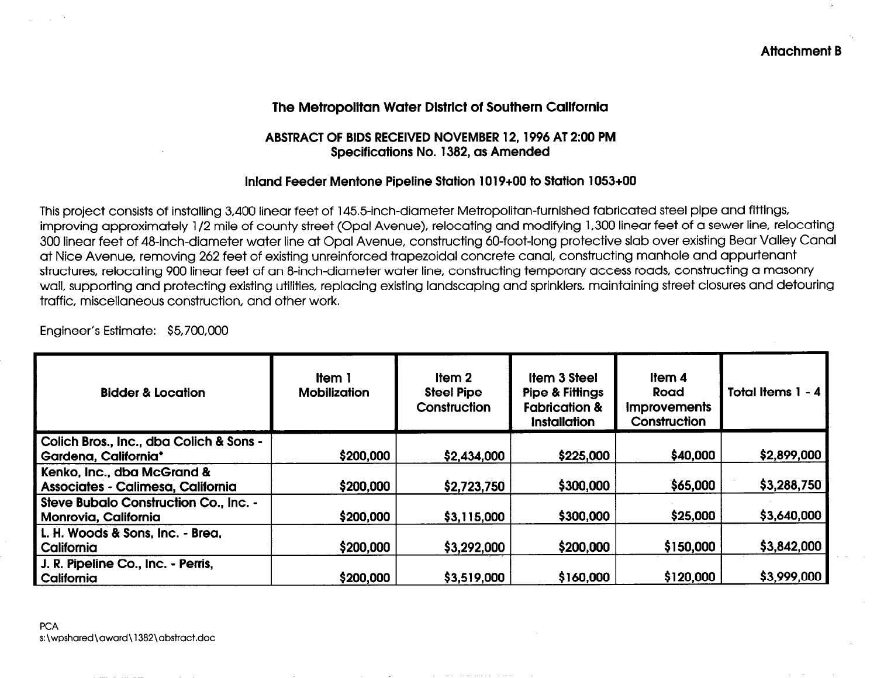**Attachment B**

## The Metropolitan Water District of Southern California

### ABSTRACT OF BIDS RECEIVED NOVEMBER 12, 1996 AT 2:00 PM
### Specifications No. 1382, as Amended

### Inland Feeder Mentone Pipeline Station 1019+00 to Station 1053+00

This project consists of installing 3,400 linear feet of 145.5-inch-diameter Metropolitan-furnished fabricated steel pipe and fittings, improving approximately 1/2 mile of county street (Opal Avenue), relocating and modifying 1,300 linear feet of a sewer line, relocating 300 linear feet of 48-inch-diameter water line at Opal Avenue, constructing 60-foot-long protective slab over existing Bear Valley Canal at Nice Avenue, removing 262 feet of existing unreinforced trapezoidal concrete canal, constructing manhole and appurtenant structures, relocating 900 linear feet of an 8-inch-diameter water line, constructing temporary access roads, constructing a masonry wall, supporting and protecting existing utilities, replacing existing landscaping and sprinklers, maintaining street closures and detouring traffic, miscellaneous construction, and other work.

Engineer's Estimate: $5,700,000

| Bidder & Location | Item 1 Mobilization | Item 2 Steel Pipe Construction | Item 3 Steel Pipe & Fittings Fabrication & Installation | Item 4 Road Improvements Construction | Total Items 1 - 4 |
|---|---|---|---|---|---|
| Colich Bros., Inc., dba Colich & Sons - Gardena, California* | $200,000 | $2,434,000 | $225,000 | $40,000 | $2,899,000 |
| Kenko, Inc., dba McGrand & Associates - Calimesa, California | $200,000 | $2,723,750 | $300,000 | $65,000 | $3,288,750 |
| Steve Bubalo Construction Co., Inc. - Monrovia, California | $200,000 | $3,115,000 | $300,000 | $25,000 | $3,640,000 |
| L. H. Woods & Sons, Inc. - Brea, California | $200,000 | $3,292,000 | $200,000 | $150,000 | $3,842,000 |
| J. R. Pipeline Co., Inc. - Perris, California | $200,000 | $3,519,000 | $160,000 | $120,000 | $3,999,000 |

PCA
s:\wpshared\award\1382\abstract.doc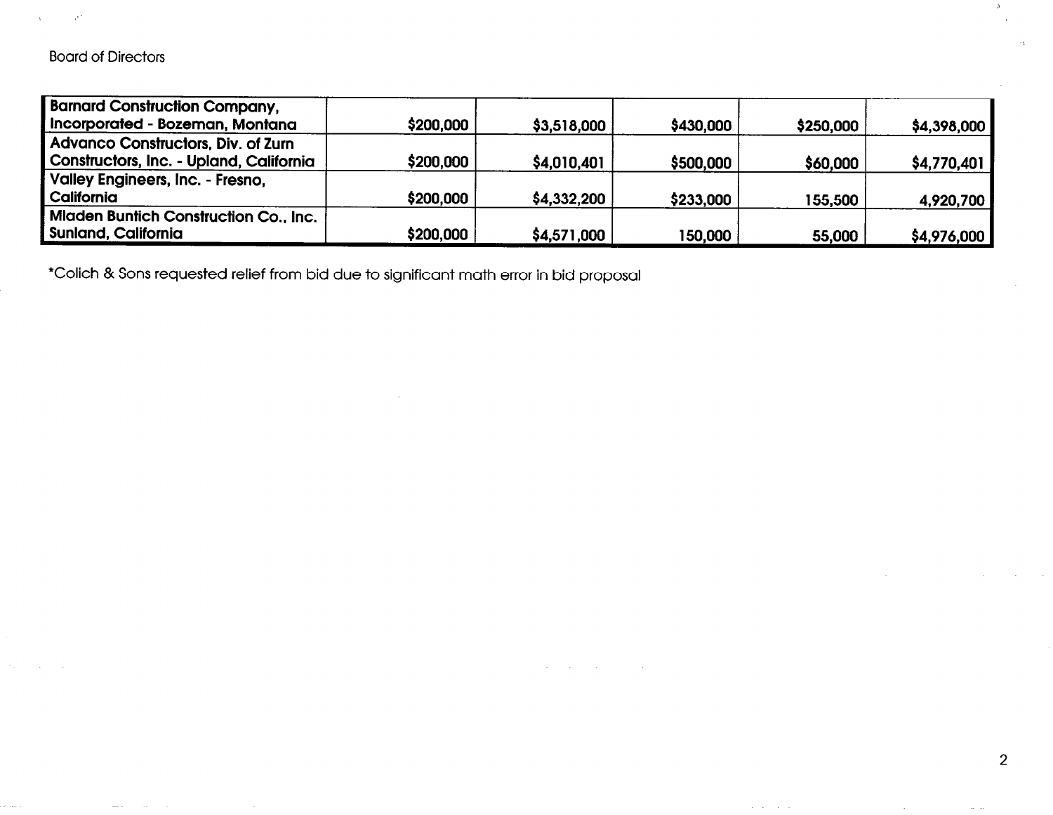| | | | | | |
|---|---|---|---|---|---|
| **Barnard Construction Company, Incorporated - Bozeman, Montana** | **$200,000** | **$3,518,000** | **$430,000** | **$250,000** | **$4,398,000** |
| **Advanco Constructors, Div. of Zurn Constructors, Inc. - Upland, California** | **$200,000** | **$4,010,401** | **$500,000** | **$60,000** | **$4,770,401** |
| **Valley Engineers, Inc. - Fresno, California** | **$200,000** | **$4,332,200** | **$233,000** | **155,500** | **4,920,700** |
| **Mladen Buntich Construction Co., Inc. Sunland, California** | **$200,000** | **$4,571,000** | **150,000** | **55,000** | **$4,976,000** |

*Colich & Sons requested relief from bid due to significant math error in bid proposal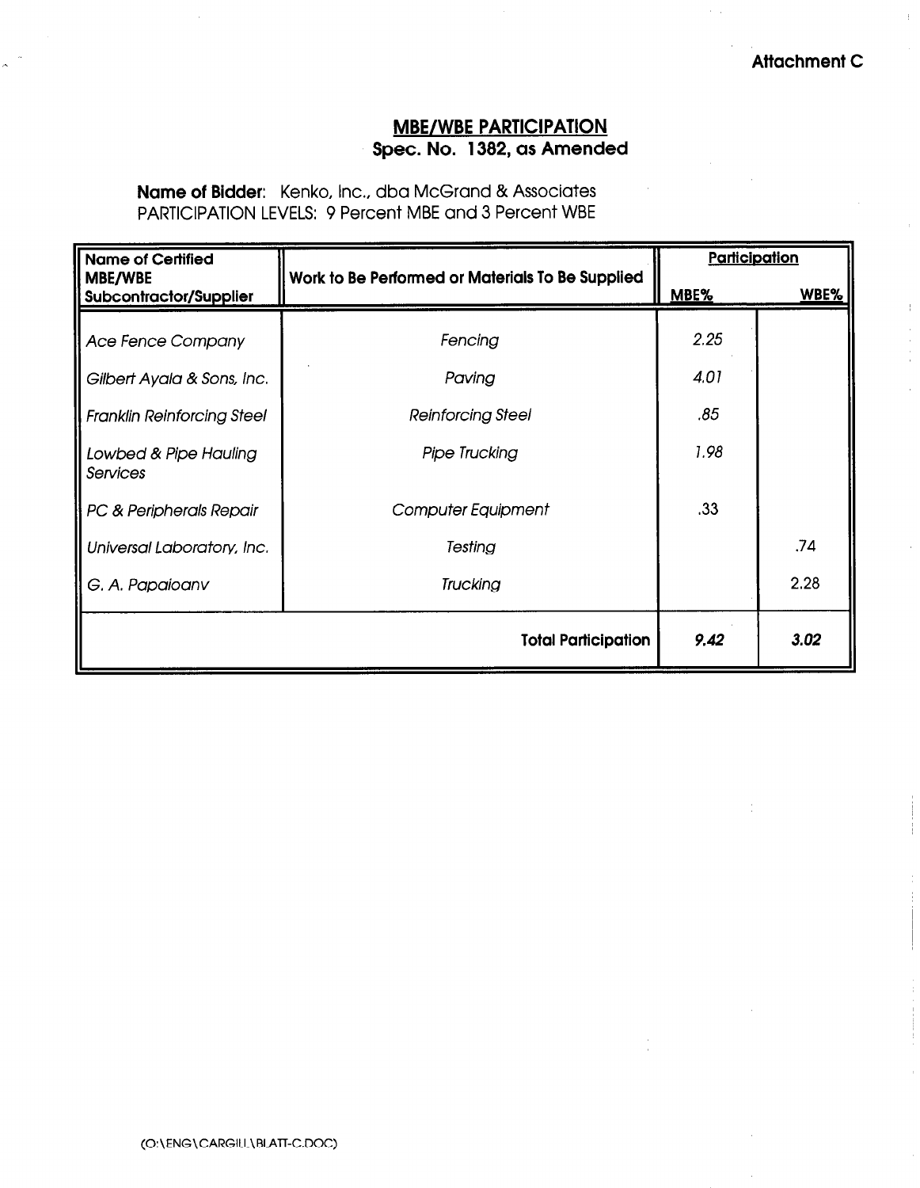**Attachment C**

## MBE/WBE PARTICIPATION
### Spec. No. 1382, as Amended

**Name of Bidder**: Kenko, Inc., dba McGrand & Associates
PARTICIPATION LEVELS: 9 Percent MBE and 3 Percent WBE

| Name of Certified MBE/WBE Subcontractor/Supplier | Work to Be Performed or Materials To Be Supplied | Participation | |
|---|---|---|---|
| | | MBE% | WBE% |
| *Ace Fence Company* | *Fencing* | *2.25* | |
| *Gilbert Ayala & Sons, Inc.* | *Paving* | *4.01* | |
| *Franklin Reinforcing Steel* | *Reinforcing Steel* | *.85* | |
| *Lowbed & Pipe Hauling Services* | *Pipe Trucking* | *1.98* | |
| *PC & Peripherals Repair* | *Computer Equipment* | .33 | |
| *Universal Laboratory, Inc.* | *Testing* | | .74 |
| *G. A. Papaioanv* | *Trucking* | | 2.28 |
| | **Total Participation** | ***9.42*** | ***3.02*** |

(O:\ENG\CARGILL\BLATT-C.DOC)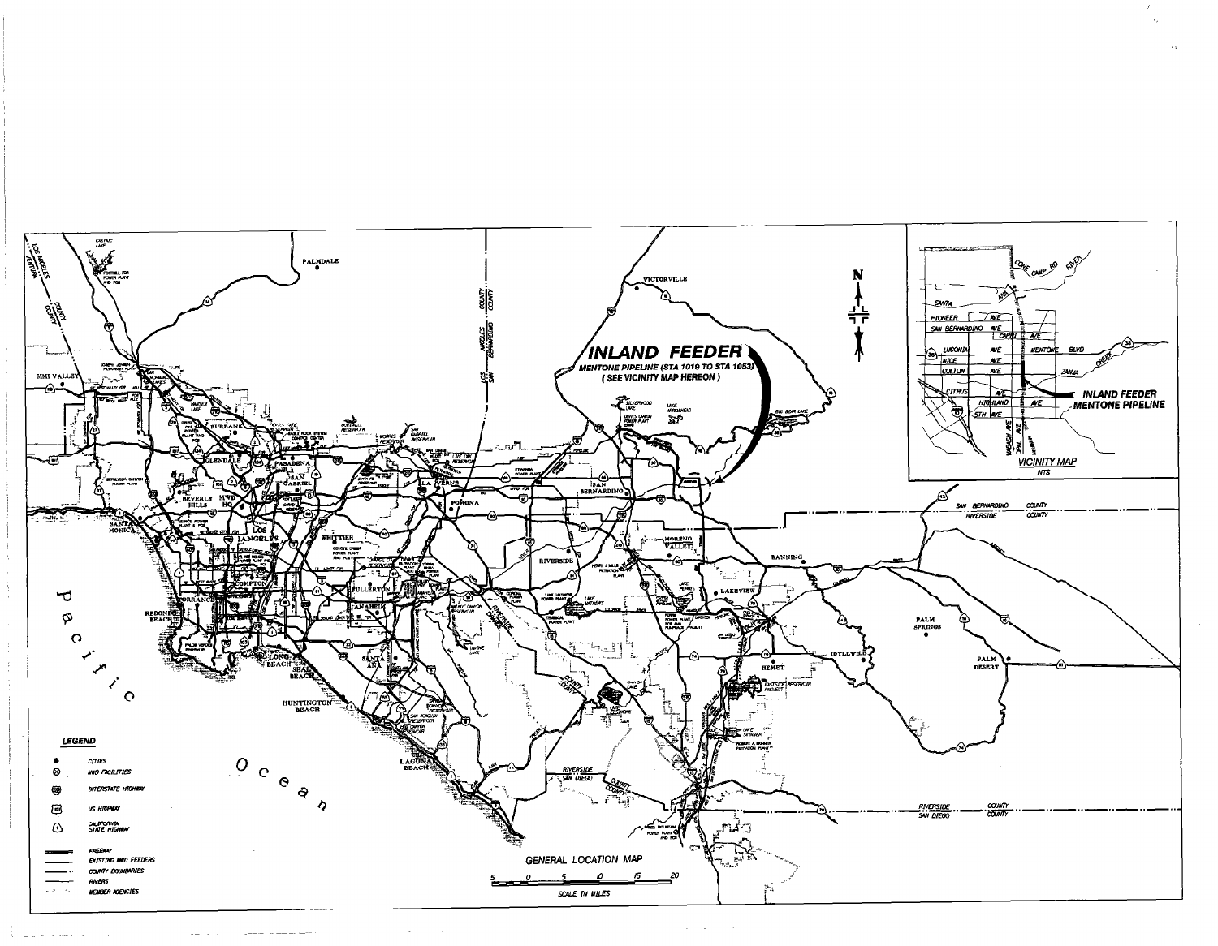INLAND FEEDER

MENTONE PIPELINE (STA 1019 TO STA 1053)

( SEE VICINITY MAP HEREON )

INLAND FEEDER MENTONE PIPELINE

VICINITY MAP

NTS

LEGEND

CITIES

MWD FACILITIES

INTERSTATE HIGHWAY

US HIGHWAY

CALIFORNIA STATE HIGHWAY

FREEWAY

EXISTING MWD FEEDERS

COUNTY BOUNDARIES

RIVERS

MEMBER AGENCIES

GENERAL LOCATION MAP

5 0 5 10 15 20

SCALE IN MILES